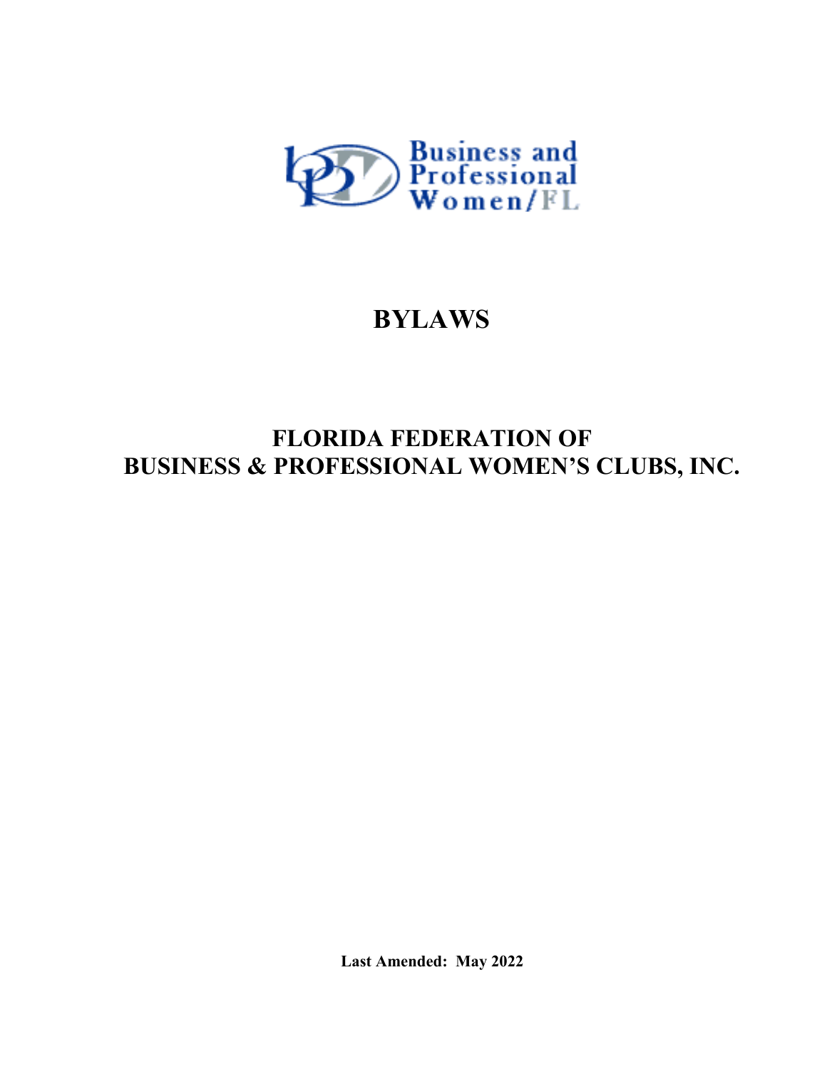Business and Professional Women/FL

# BYLAWS

# FLORIDA FEDERATION OF BUSINESS & PROFESSIONAL WOMEN'S CLUBS, INC.

**Last Amended: May 2022**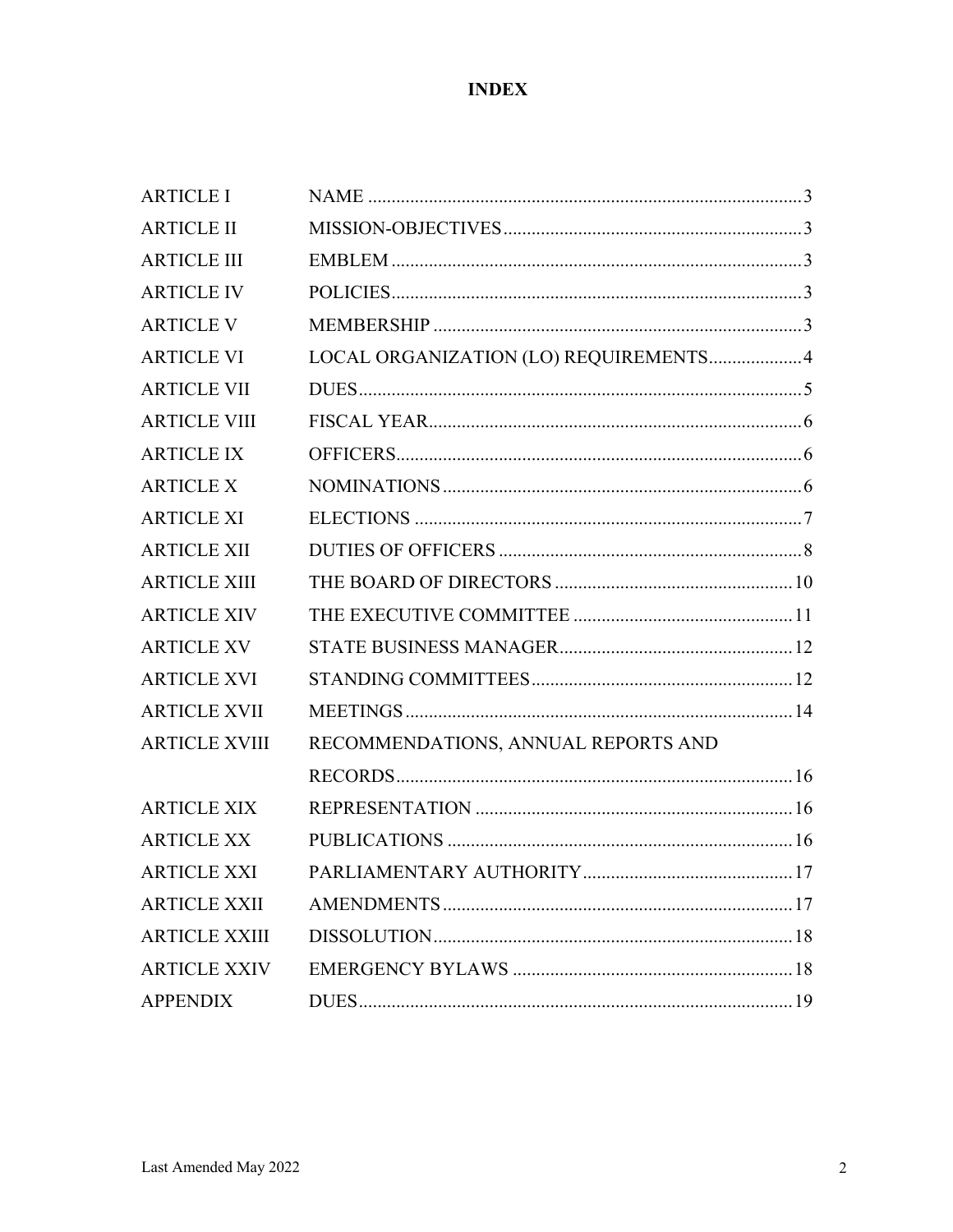# INDEX

| | | |
|---|---|---|
| ARTICLE I | NAME | 3 |
| ARTICLE II | MISSION-OBJECTIVES | 3 |
| ARTICLE III | EMBLEM | 3 |
| ARTICLE IV | POLICIES | 3 |
| ARTICLE V | MEMBERSHIP | 3 |
| ARTICLE VI | LOCAL ORGANIZATION (LO) REQUIREMENTS | 4 |
| ARTICLE VII | DUES | 5 |
| ARTICLE VIII | FISCAL YEAR | 6 |
| ARTICLE IX | OFFICERS | 6 |
| ARTICLE X | NOMINATIONS | 6 |
| ARTICLE XI | ELECTIONS | 7 |
| ARTICLE XII | DUTIES OF OFFICERS | 8 |
| ARTICLE XIII | THE BOARD OF DIRECTORS | 10 |
| ARTICLE XIV | THE EXECUTIVE COMMITTEE | 11 |
| ARTICLE XV | STATE BUSINESS MANAGER | 12 |
| ARTICLE XVI | STANDING COMMITTEES | 12 |
| ARTICLE XVII | MEETINGS | 14 |
| ARTICLE XVIII | RECOMMENDATIONS, ANNUAL REPORTS AND RECORDS | 16 |
| ARTICLE XIX | REPRESENTATION | 16 |
| ARTICLE XX | PUBLICATIONS | 16 |
| ARTICLE XXI | PARLIAMENTARY AUTHORITY | 17 |
| ARTICLE XXII | AMENDMENTS | 17 |
| ARTICLE XXIII | DISSOLUTION | 18 |
| ARTICLE XXIV | EMERGENCY BYLAWS | 18 |
| APPENDIX | DUES | 19 |

Last Amended May 2022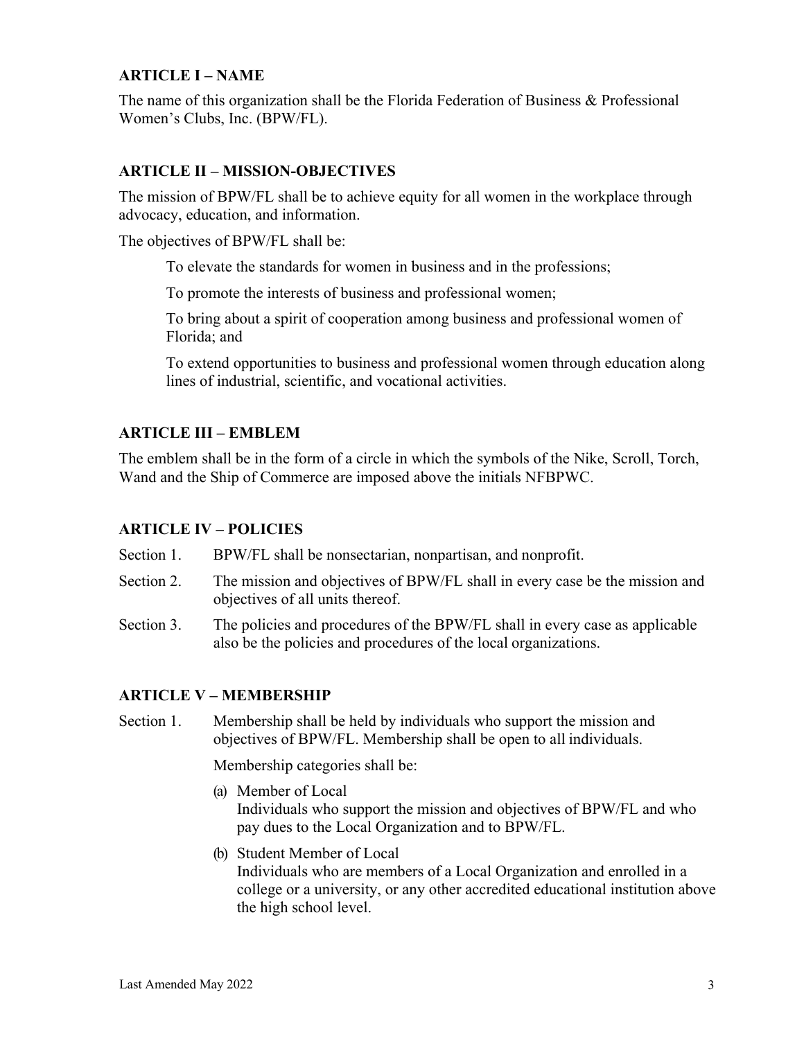## ARTICLE I – NAME

The name of this organization shall be the Florida Federation of Business & Professional Women's Clubs, Inc. (BPW/FL).

## ARTICLE II – MISSION-OBJECTIVES

The mission of BPW/FL shall be to achieve equity for all women in the workplace through advocacy, education, and information.

The objectives of BPW/FL shall be:

To elevate the standards for women in business and in the professions;

To promote the interests of business and professional women;

To bring about a spirit of cooperation among business and professional women of Florida; and

To extend opportunities to business and professional women through education along lines of industrial, scientific, and vocational activities.

## ARTICLE III – EMBLEM

The emblem shall be in the form of a circle in which the symbols of the Nike, Scroll, Torch, Wand and the Ship of Commerce are imposed above the initials NFBPWC.

## ARTICLE IV – POLICIES

Section 1. BPW/FL shall be nonsectarian, nonpartisan, and nonprofit.

Section 2. The mission and objectives of BPW/FL shall in every case be the mission and objectives of all units thereof.

Section 3. The policies and procedures of the BPW/FL shall in every case as applicable also be the policies and procedures of the local organizations.

## ARTICLE V – MEMBERSHIP

Section 1. Membership shall be held by individuals who support the mission and objectives of BPW/FL. Membership shall be open to all individuals.

Membership categories shall be:

(a) Member of Local
Individuals who support the mission and objectives of BPW/FL and who pay dues to the Local Organization and to BPW/FL.

(b) Student Member of Local
Individuals who are members of a Local Organization and enrolled in a college or a university, or any other accredited educational institution above the high school level.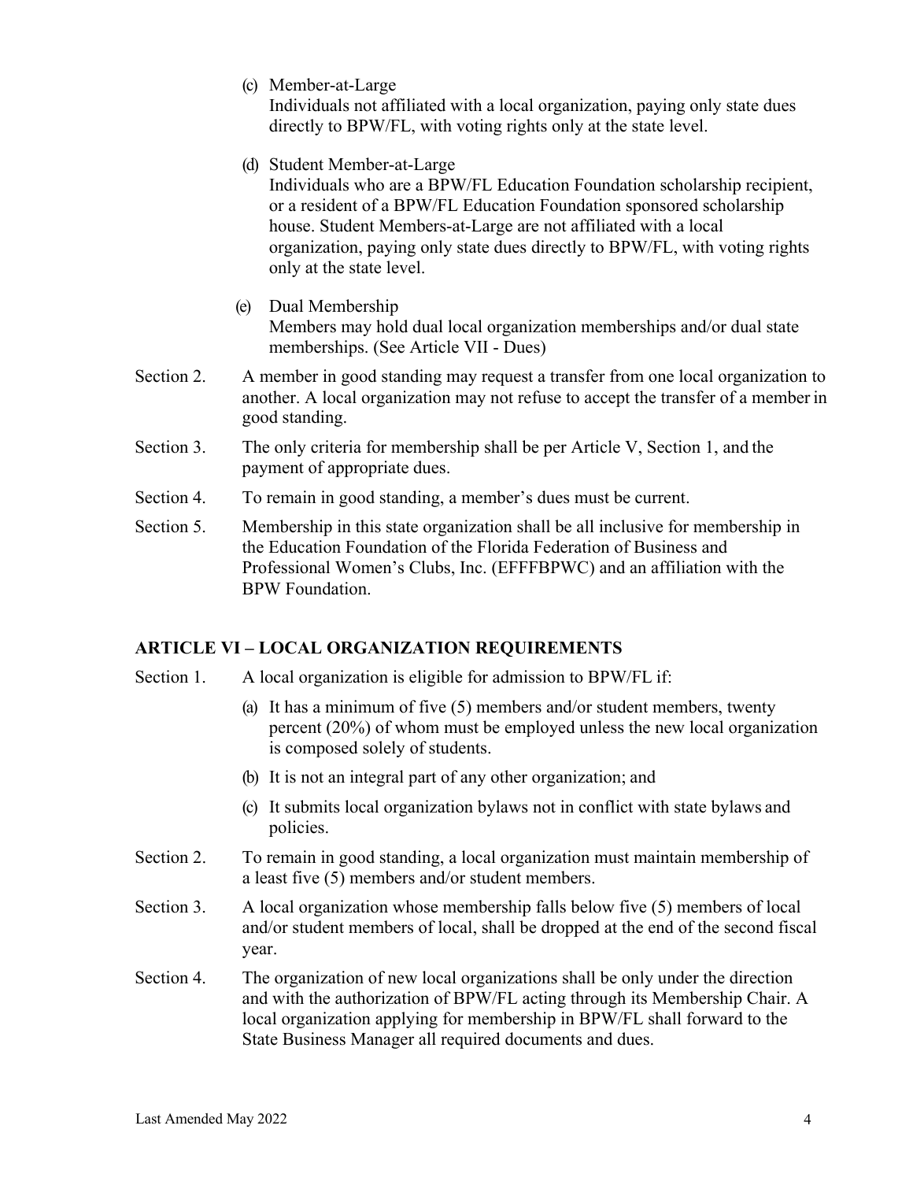(c) Member-at-Large
Individuals not affiliated with a local organization, paying only state dues directly to BPW/FL, with voting rights only at the state level.

(d) Student Member-at-Large
Individuals who are a BPW/FL Education Foundation scholarship recipient, or a resident of a BPW/FL Education Foundation sponsored scholarship house. Student Members-at-Large are not affiliated with a local organization, paying only state dues directly to BPW/FL, with voting rights only at the state level.

(e) Dual Membership
Members may hold dual local organization memberships and/or dual state memberships. (See Article VII - Dues)

Section 2. A member in good standing may request a transfer from one local organization to another. A local organization may not refuse to accept the transfer of a member in good standing.

Section 3. The only criteria for membership shall be per Article V, Section 1, and the payment of appropriate dues.

Section 4. To remain in good standing, a member's dues must be current.

Section 5. Membership in this state organization shall be all inclusive for membership in the Education Foundation of the Florida Federation of Business and Professional Women's Clubs, Inc. (EFFFBPWC) and an affiliation with the BPW Foundation.

## ARTICLE VI – LOCAL ORGANIZATION REQUIREMENTS

Section 1. A local organization is eligible for admission to BPW/FL if:

(a) It has a minimum of five (5) members and/or student members, twenty percent (20%) of whom must be employed unless the new local organization is composed solely of students.

(b) It is not an integral part of any other organization; and

(c) It submits local organization bylaws not in conflict with state bylaws and policies.

Section 2. To remain in good standing, a local organization must maintain membership of a least five (5) members and/or student members.

Section 3. A local organization whose membership falls below five (5) members of local and/or student members of local, shall be dropped at the end of the second fiscal year.

Section 4. The organization of new local organizations shall be only under the direction and with the authorization of BPW/FL acting through its Membership Chair. A local organization applying for membership in BPW/FL shall forward to the State Business Manager all required documents and dues.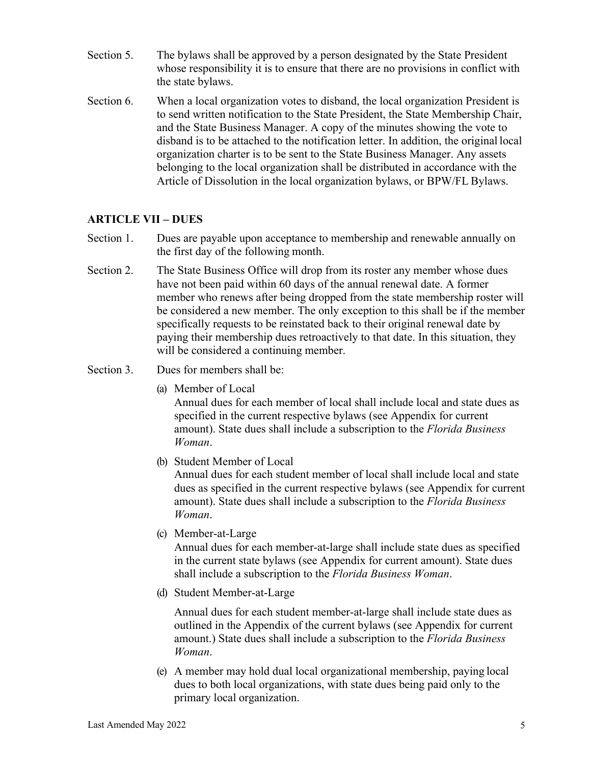Section 5. The bylaws shall be approved by a person designated by the State President whose responsibility it is to ensure that there are no provisions in conflict with the state bylaws.

Section 6. When a local organization votes to disband, the local organization President is to send written notification to the State President, the State Membership Chair, and the State Business Manager. A copy of the minutes showing the vote to disband is to be attached to the notification letter. In addition, the original local organization charter is to be sent to the State Business Manager. Any assets belonging to the local organization shall be distributed in accordance with the Article of Dissolution in the local organization bylaws, or BPW/FL Bylaws.

## ARTICLE VII – DUES

Section 1. Dues are payable upon acceptance to membership and renewable annually on the first day of the following month.

Section 2. The State Business Office will drop from its roster any member whose dues have not been paid within 60 days of the annual renewal date. A former member who renews after being dropped from the state membership roster will be considered a new member. The only exception to this shall be if the member specifically requests to be reinstated back to their original renewal date by paying their membership dues retroactively to that date. In this situation, they will be considered a continuing member.

Section 3. Dues for members shall be:

(a) Member of Local
Annual dues for each member of local shall include local and state dues as specified in the current respective bylaws (see Appendix for current amount). State dues shall include a subscription to the *Florida Business Woman*.

(b) Student Member of Local
Annual dues for each student member of local shall include local and state dues as specified in the current respective bylaws (see Appendix for current amount). State dues shall include a subscription to the *Florida Business Woman*.

(c) Member-at-Large
Annual dues for each member-at-large shall include state dues as specified in the current state bylaws (see Appendix for current amount). State dues shall include a subscription to the *Florida Business Woman*.

(d) Student Member-at-Large

Annual dues for each student member-at-large shall include state dues as outlined in the Appendix of the current bylaws (see Appendix for current amount.) State dues shall include a subscription to the *Florida Business Woman*.

(e) A member may hold dual local organizational membership, paying local dues to both local organizations, with state dues being paid only to the primary local organization.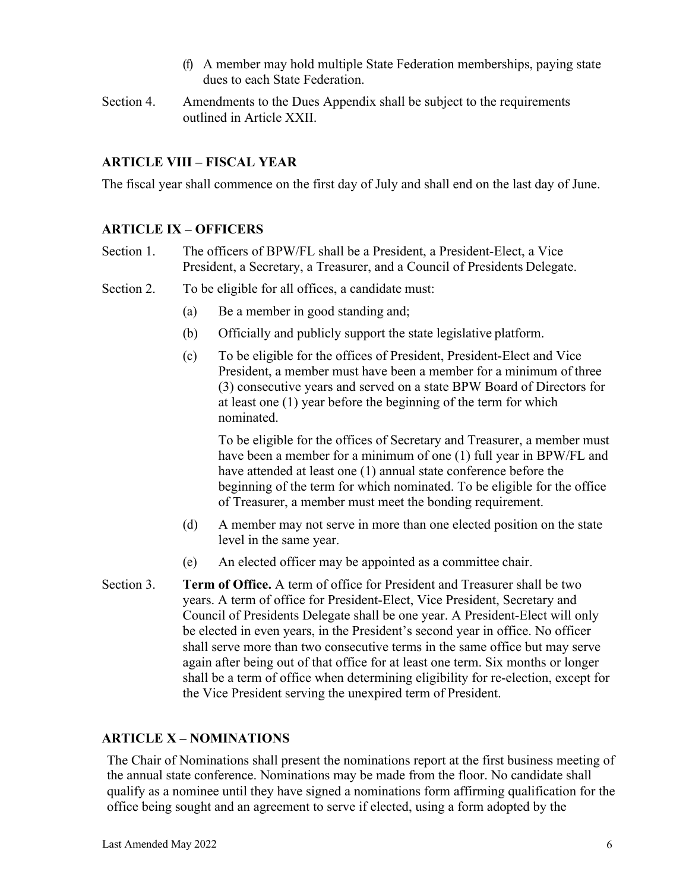(f) A member may hold multiple State Federation memberships, paying state dues to each State Federation.

Section 4. Amendments to the Dues Appendix shall be subject to the requirements outlined in Article XXII.

## ARTICLE VIII – FISCAL YEAR

The fiscal year shall commence on the first day of July and shall end on the last day of June.

## ARTICLE IX – OFFICERS

Section 1. The officers of BPW/FL shall be a President, a President-Elect, a Vice President, a Secretary, a Treasurer, and a Council of Presidents Delegate.

Section 2. To be eligible for all offices, a candidate must:

(a) Be a member in good standing and;

(b) Officially and publicly support the state legislative platform.

(c) To be eligible for the offices of President, President-Elect and Vice President, a member must have been a member for a minimum of three (3) consecutive years and served on a state BPW Board of Directors for at least one (1) year before the beginning of the term for which nominated.

To be eligible for the offices of Secretary and Treasurer, a member must have been a member for a minimum of one (1) full year in BPW/FL and have attended at least one (1) annual state conference before the beginning of the term for which nominated. To be eligible for the office of Treasurer, a member must meet the bonding requirement.

(d) A member may not serve in more than one elected position on the state level in the same year.

(e) An elected officer may be appointed as a committee chair.

Section 3. **Term of Office.** A term of office for President and Treasurer shall be two years. A term of office for President-Elect, Vice President, Secretary and Council of Presidents Delegate shall be one year. A President-Elect will only be elected in even years, in the President's second year in office. No officer shall serve more than two consecutive terms in the same office but may serve again after being out of that office for at least one term. Six months or longer shall be a term of office when determining eligibility for re-election, except for the Vice President serving the unexpired term of President.

## ARTICLE X – NOMINATIONS

The Chair of Nominations shall present the nominations report at the first business meeting of the annual state conference. Nominations may be made from the floor. No candidate shall qualify as a nominee until they have signed a nominations form affirming qualification for the office being sought and an agreement to serve if elected, using a form adopted by the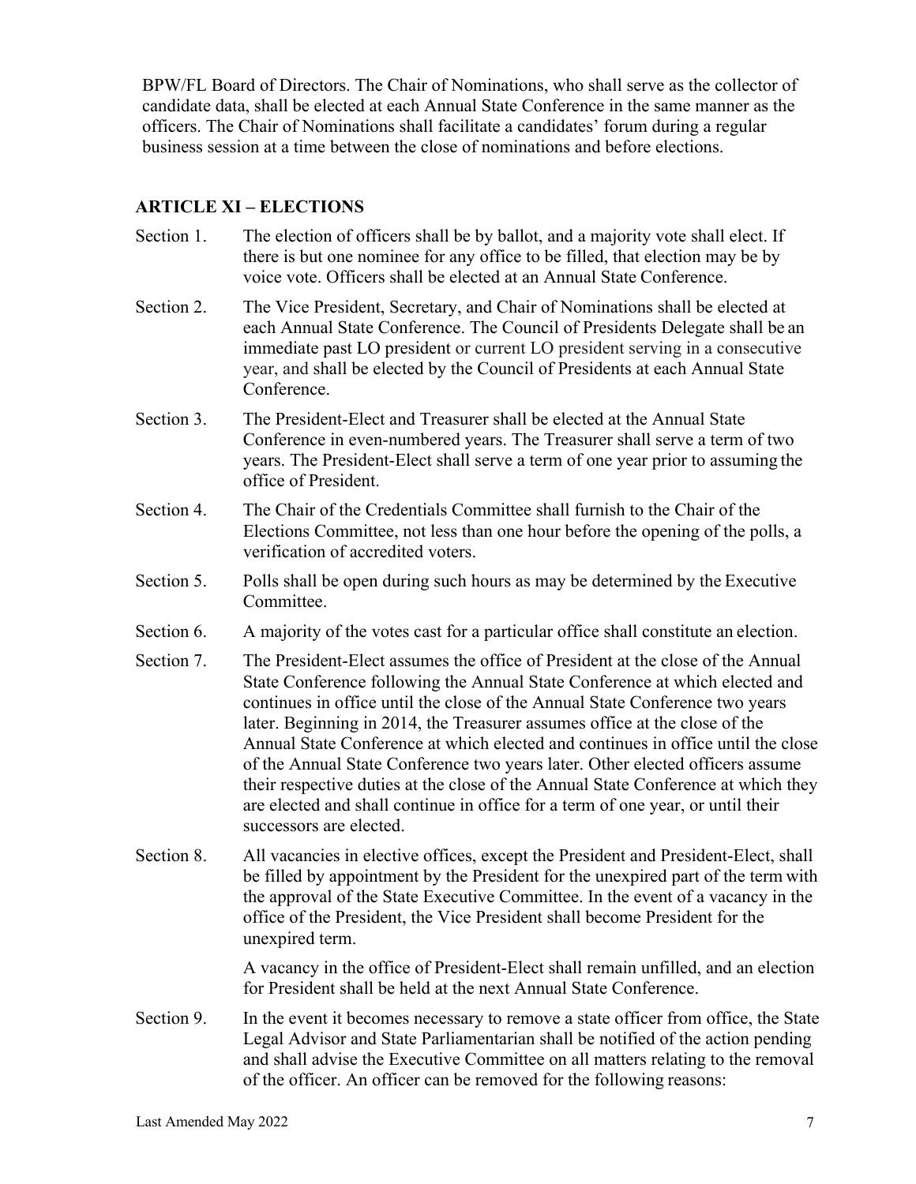BPW/FL Board of Directors. The Chair of Nominations, who shall serve as the collector of candidate data, shall be elected at each Annual State Conference in the same manner as the officers. The Chair of Nominations shall facilitate a candidates' forum during a regular business session at a time between the close of nominations and before elections.

## ARTICLE XI – ELECTIONS

Section 1. The election of officers shall be by ballot, and a majority vote shall elect. If there is but one nominee for any office to be filled, that election may be by voice vote. Officers shall be elected at an Annual State Conference.

Section 2. The Vice President, Secretary, and Chair of Nominations shall be elected at each Annual State Conference. The Council of Presidents Delegate shall be an immediate past LO president or current LO president serving in a consecutive year, and shall be elected by the Council of Presidents at each Annual State Conference.

Section 3. The President-Elect and Treasurer shall be elected at the Annual State Conference in even-numbered years. The Treasurer shall serve a term of two years. The President-Elect shall serve a term of one year prior to assuming the office of President.

Section 4. The Chair of the Credentials Committee shall furnish to the Chair of the Elections Committee, not less than one hour before the opening of the polls, a verification of accredited voters.

Section 5. Polls shall be open during such hours as may be determined by the Executive Committee.

Section 6. A majority of the votes cast for a particular office shall constitute an election.

Section 7. The President-Elect assumes the office of President at the close of the Annual State Conference following the Annual State Conference at which elected and continues in office until the close of the Annual State Conference two years later. Beginning in 2014, the Treasurer assumes office at the close of the Annual State Conference at which elected and continues in office until the close of the Annual State Conference two years later. Other elected officers assume their respective duties at the close of the Annual State Conference at which they are elected and shall continue in office for a term of one year, or until their successors are elected.

Section 8. All vacancies in elective offices, except the President and President-Elect, shall be filled by appointment by the President for the unexpired part of the term with the approval of the State Executive Committee. In the event of a vacancy in the office of the President, the Vice President shall become President for the unexpired term.

A vacancy in the office of President-Elect shall remain unfilled, and an election for President shall be held at the next Annual State Conference.

Section 9. In the event it becomes necessary to remove a state officer from office, the State Legal Advisor and State Parliamentarian shall be notified of the action pending and shall advise the Executive Committee on all matters relating to the removal of the officer. An officer can be removed for the following reasons: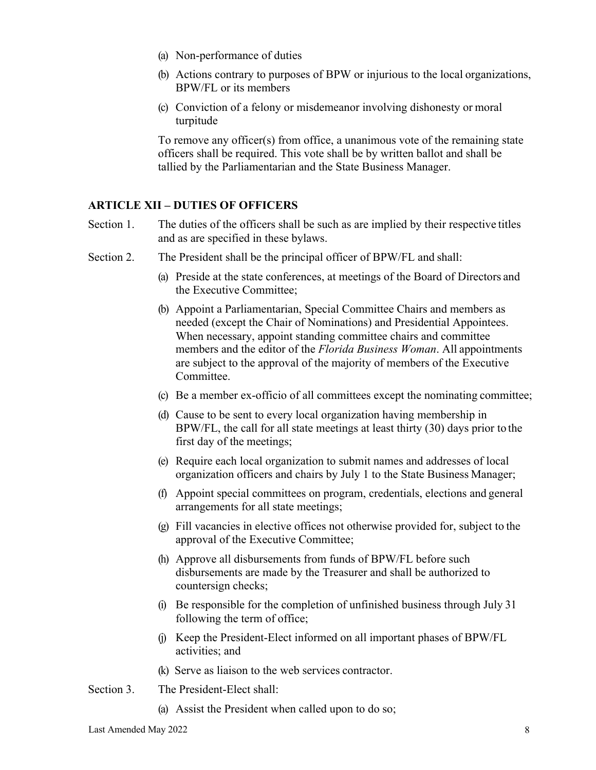(a) Non-performance of duties

(b) Actions contrary to purposes of BPW or injurious to the local organizations, BPW/FL or its members

(c) Conviction of a felony or misdemeanor involving dishonesty or moral turpitude

To remove any officer(s) from office, a unanimous vote of the remaining state officers shall be required. This vote shall be by written ballot and shall be tallied by the Parliamentarian and the State Business Manager.

## ARTICLE XII – DUTIES OF OFFICERS

Section 1. The duties of the officers shall be such as are implied by their respective titles and as are specified in these bylaws.

Section 2. The President shall be the principal officer of BPW/FL and shall:

(a) Preside at the state conferences, at meetings of the Board of Directors and the Executive Committee;

(b) Appoint a Parliamentarian, Special Committee Chairs and members as needed (except the Chair of Nominations) and Presidential Appointees. When necessary, appoint standing committee chairs and committee members and the editor of the *Florida Business Woman*. All appointments are subject to the approval of the majority of members of the Executive Committee.

(c) Be a member ex-officio of all committees except the nominating committee;

(d) Cause to be sent to every local organization having membership in BPW/FL, the call for all state meetings at least thirty (30) days prior to the first day of the meetings;

(e) Require each local organization to submit names and addresses of local organization officers and chairs by July 1 to the State Business Manager;

(f) Appoint special committees on program, credentials, elections and general arrangements for all state meetings;

(g) Fill vacancies in elective offices not otherwise provided for, subject to the approval of the Executive Committee;

(h) Approve all disbursements from funds of BPW/FL before such disbursements are made by the Treasurer and shall be authorized to countersign checks;

(i) Be responsible for the completion of unfinished business through July 31 following the term of office;

(j) Keep the President-Elect informed on all important phases of BPW/FL activities; and

(k) Serve as liaison to the web services contractor.

Section 3. The President-Elect shall:

(a) Assist the President when called upon to do so;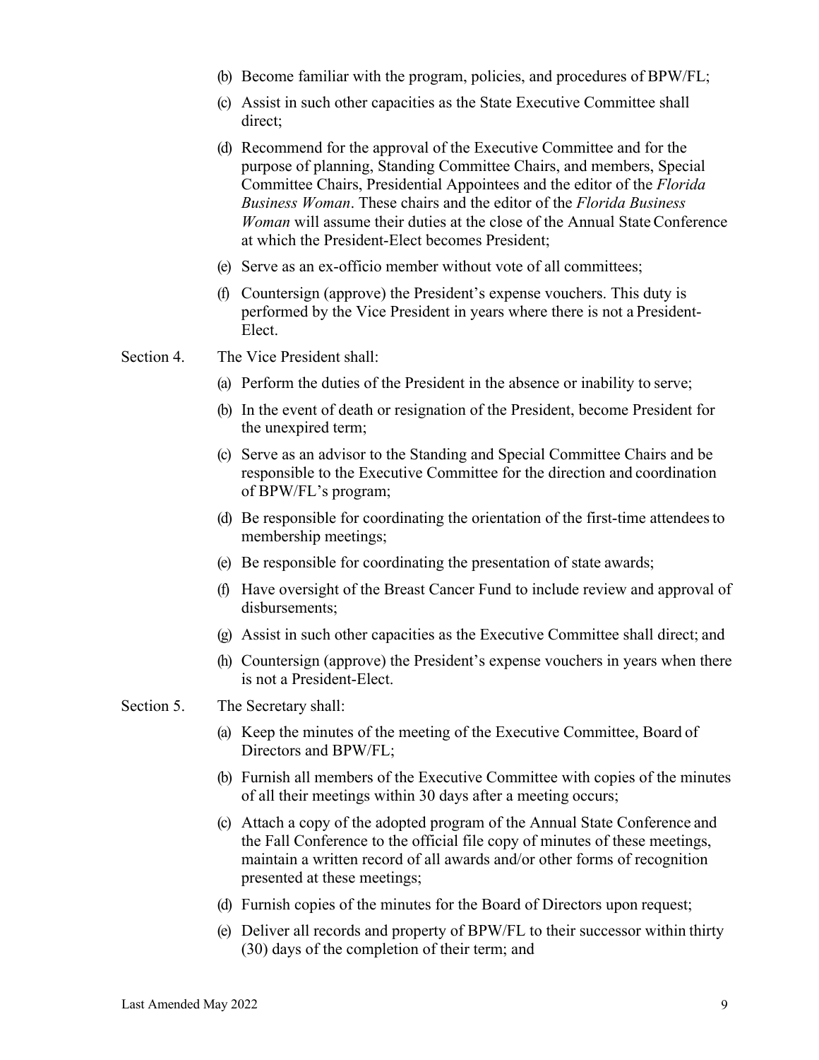(b) Become familiar with the program, policies, and procedures of BPW/FL;

(c) Assist in such other capacities as the State Executive Committee shall direct;

(d) Recommend for the approval of the Executive Committee and for the purpose of planning, Standing Committee Chairs, and members, Special Committee Chairs, Presidential Appointees and the editor of the *Florida Business Woman*. These chairs and the editor of the *Florida Business Woman* will assume their duties at the close of the Annual State Conference at which the President-Elect becomes President;

(e) Serve as an ex-officio member without vote of all committees;

(f) Countersign (approve) the President's expense vouchers. This duty is performed by the Vice President in years where there is not a President-Elect.

Section 4. The Vice President shall:

(a) Perform the duties of the President in the absence or inability to serve;

(b) In the event of death or resignation of the President, become President for the unexpired term;

(c) Serve as an advisor to the Standing and Special Committee Chairs and be responsible to the Executive Committee for the direction and coordination of BPW/FL's program;

(d) Be responsible for coordinating the orientation of the first-time attendees to membership meetings;

(e) Be responsible for coordinating the presentation of state awards;

(f) Have oversight of the Breast Cancer Fund to include review and approval of disbursements;

(g) Assist in such other capacities as the Executive Committee shall direct; and

(h) Countersign (approve) the President's expense vouchers in years when there is not a President-Elect.

Section 5. The Secretary shall:

(a) Keep the minutes of the meeting of the Executive Committee, Board of Directors and BPW/FL;

(b) Furnish all members of the Executive Committee with copies of the minutes of all their meetings within 30 days after a meeting occurs;

(c) Attach a copy of the adopted program of the Annual State Conference and the Fall Conference to the official file copy of minutes of these meetings, maintain a written record of all awards and/or other forms of recognition presented at these meetings;

(d) Furnish copies of the minutes for the Board of Directors upon request;

(e) Deliver all records and property of BPW/FL to their successor within thirty (30) days of the completion of their term; and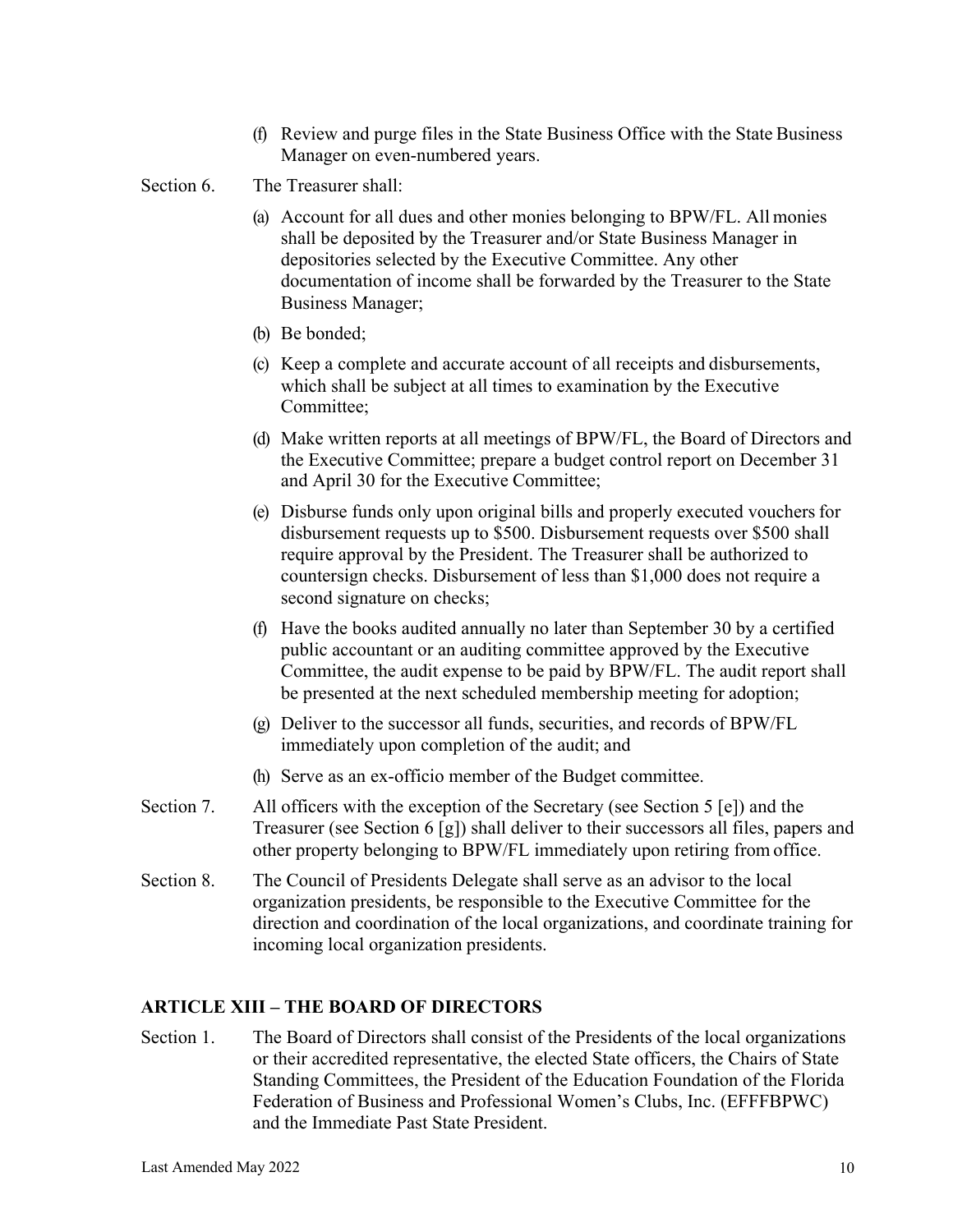(f) Review and purge files in the State Business Office with the State Business Manager on even-numbered years.

Section 6. The Treasurer shall:

(a) Account for all dues and other monies belonging to BPW/FL. All monies shall be deposited by the Treasurer and/or State Business Manager in depositories selected by the Executive Committee. Any other documentation of income shall be forwarded by the Treasurer to the State Business Manager;

(b) Be bonded;

(c) Keep a complete and accurate account of all receipts and disbursements, which shall be subject at all times to examination by the Executive Committee;

(d) Make written reports at all meetings of BPW/FL, the Board of Directors and the Executive Committee; prepare a budget control report on December 31 and April 30 for the Executive Committee;

(e) Disburse funds only upon original bills and properly executed vouchers for disbursement requests up to $500. Disbursement requests over $500 shall require approval by the President. The Treasurer shall be authorized to countersign checks. Disbursement of less than $1,000 does not require a second signature on checks;

(f) Have the books audited annually no later than September 30 by a certified public accountant or an auditing committee approved by the Executive Committee, the audit expense to be paid by BPW/FL. The audit report shall be presented at the next scheduled membership meeting for adoption;

(g) Deliver to the successor all funds, securities, and records of BPW/FL immediately upon completion of the audit; and

(h) Serve as an ex-officio member of the Budget committee.

Section 7. All officers with the exception of the Secretary (see Section 5 [e]) and the Treasurer (see Section 6 [g]) shall deliver to their successors all files, papers and other property belonging to BPW/FL immediately upon retiring from office.

Section 8. The Council of Presidents Delegate shall serve as an advisor to the local organization presidents, be responsible to the Executive Committee for the direction and coordination of the local organizations, and coordinate training for incoming local organization presidents.

## ARTICLE XIII – THE BOARD OF DIRECTORS

Section 1. The Board of Directors shall consist of the Presidents of the local organizations or their accredited representative, the elected State officers, the Chairs of State Standing Committees, the President of the Education Foundation of the Florida Federation of Business and Professional Women's Clubs, Inc. (EFFFBPWC) and the Immediate Past State President.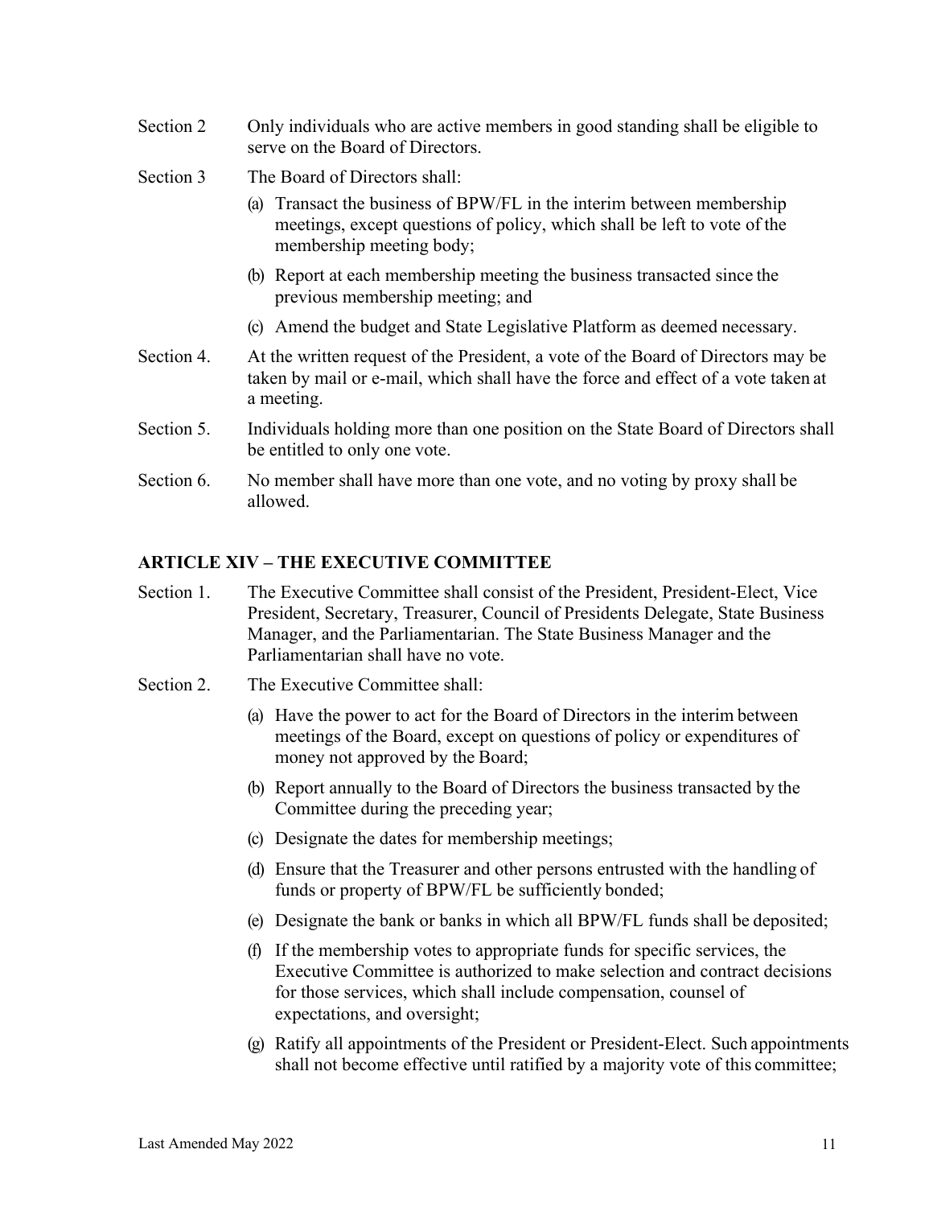Section 2 Only individuals who are active members in good standing shall be eligible to serve on the Board of Directors.

Section 3 The Board of Directors shall:

(a) Transact the business of BPW/FL in the interim between membership meetings, except questions of policy, which shall be left to vote of the membership meeting body;

(b) Report at each membership meeting the business transacted since the previous membership meeting; and

(c) Amend the budget and State Legislative Platform as deemed necessary.

Section 4. At the written request of the President, a vote of the Board of Directors may be taken by mail or e-mail, which shall have the force and effect of a vote taken at a meeting.

Section 5. Individuals holding more than one position on the State Board of Directors shall be entitled to only one vote.

Section 6. No member shall have more than one vote, and no voting by proxy shall be allowed.

## ARTICLE XIV – THE EXECUTIVE COMMITTEE

Section 1. The Executive Committee shall consist of the President, President-Elect, Vice President, Secretary, Treasurer, Council of Presidents Delegate, State Business Manager, and the Parliamentarian. The State Business Manager and the Parliamentarian shall have no vote.

Section 2. The Executive Committee shall:

(a) Have the power to act for the Board of Directors in the interim between meetings of the Board, except on questions of policy or expenditures of money not approved by the Board;

(b) Report annually to the Board of Directors the business transacted by the Committee during the preceding year;

(c) Designate the dates for membership meetings;

(d) Ensure that the Treasurer and other persons entrusted with the handling of funds or property of BPW/FL be sufficiently bonded;

(e) Designate the bank or banks in which all BPW/FL funds shall be deposited;

(f) If the membership votes to appropriate funds for specific services, the Executive Committee is authorized to make selection and contract decisions for those services, which shall include compensation, counsel of expectations, and oversight;

(g) Ratify all appointments of the President or President-Elect. Such appointments shall not become effective until ratified by a majority vote of this committee;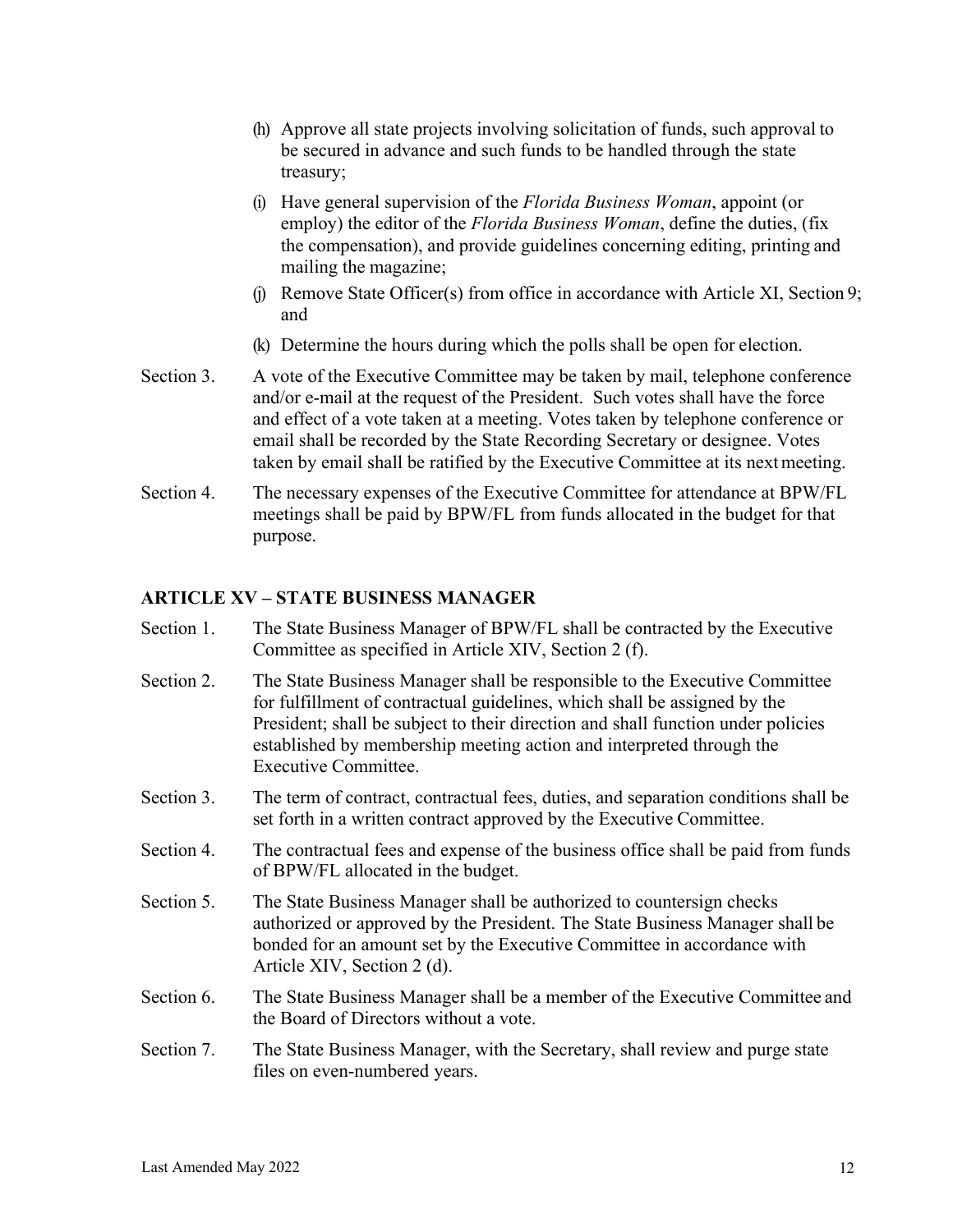(h) Approve all state projects involving solicitation of funds, such approval to be secured in advance and such funds to be handled through the state treasury;

(i) Have general supervision of the *Florida Business Woman*, appoint (or employ) the editor of the *Florida Business Woman*, define the duties, (fix the compensation), and provide guidelines concerning editing, printing and mailing the magazine;

(j) Remove State Officer(s) from office in accordance with Article XI, Section 9; and

(k) Determine the hours during which the polls shall be open for election.

Section 3. A vote of the Executive Committee may be taken by mail, telephone conference and/or e-mail at the request of the President. Such votes shall have the force and effect of a vote taken at a meeting. Votes taken by telephone conference or email shall be recorded by the State Recording Secretary or designee. Votes taken by email shall be ratified by the Executive Committee at its next meeting.

Section 4. The necessary expenses of the Executive Committee for attendance at BPW/FL meetings shall be paid by BPW/FL from funds allocated in the budget for that purpose.

### ARTICLE XV – STATE BUSINESS MANAGER

Section 1. The State Business Manager of BPW/FL shall be contracted by the Executive Committee as specified in Article XIV, Section 2 (f).

Section 2. The State Business Manager shall be responsible to the Executive Committee for fulfillment of contractual guidelines, which shall be assigned by the President; shall be subject to their direction and shall function under policies established by membership meeting action and interpreted through the Executive Committee.

Section 3. The term of contract, contractual fees, duties, and separation conditions shall be set forth in a written contract approved by the Executive Committee.

Section 4. The contractual fees and expense of the business office shall be paid from funds of BPW/FL allocated in the budget.

Section 5. The State Business Manager shall be authorized to countersign checks authorized or approved by the President. The State Business Manager shall be bonded for an amount set by the Executive Committee in accordance with Article XIV, Section 2 (d).

Section 6. The State Business Manager shall be a member of the Executive Committee and the Board of Directors without a vote.

Section 7. The State Business Manager, with the Secretary, shall review and purge state files on even-numbered years.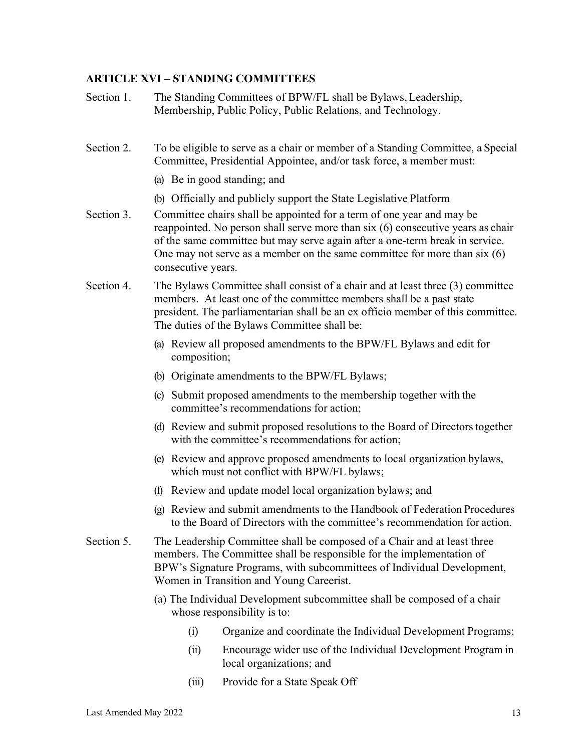## ARTICLE XVI – STANDING COMMITTEES

Section 1. The Standing Committees of BPW/FL shall be Bylaws, Leadership, Membership, Public Policy, Public Relations, and Technology.

Section 2. To be eligible to serve as a chair or member of a Standing Committee, a Special Committee, Presidential Appointee, and/or task force, a member must:

- (a) Be in good standing; and
- (b) Officially and publicly support the State Legislative Platform

Section 3. Committee chairs shall be appointed for a term of one year and may be reappointed. No person shall serve more than six (6) consecutive years as chair of the same committee but may serve again after a one-term break in service. One may not serve as a member on the same committee for more than six (6) consecutive years.

Section 4. The Bylaws Committee shall consist of a chair and at least three (3) committee members. At least one of the committee members shall be a past state president. The parliamentarian shall be an ex officio member of this committee. The duties of the Bylaws Committee shall be:

- (a) Review all proposed amendments to the BPW/FL Bylaws and edit for composition;
- (b) Originate amendments to the BPW/FL Bylaws;
- (c) Submit proposed amendments to the membership together with the committee's recommendations for action;
- (d) Review and submit proposed resolutions to the Board of Directors together with the committee's recommendations for action;
- (e) Review and approve proposed amendments to local organization bylaws, which must not conflict with BPW/FL bylaws;
- (f) Review and update model local organization bylaws; and
- (g) Review and submit amendments to the Handbook of Federation Procedures to the Board of Directors with the committee's recommendation for action.

Section 5. The Leadership Committee shall be composed of a Chair and at least three members. The Committee shall be responsible for the implementation of BPW's Signature Programs, with subcommittees of Individual Development, Women in Transition and Young Careerist.

- (a) The Individual Development subcommittee shall be composed of a chair whose responsibility is to:
  - (i) Organize and coordinate the Individual Development Programs;
  - (ii) Encourage wider use of the Individual Development Program in local organizations; and
  - (iii) Provide for a State Speak Off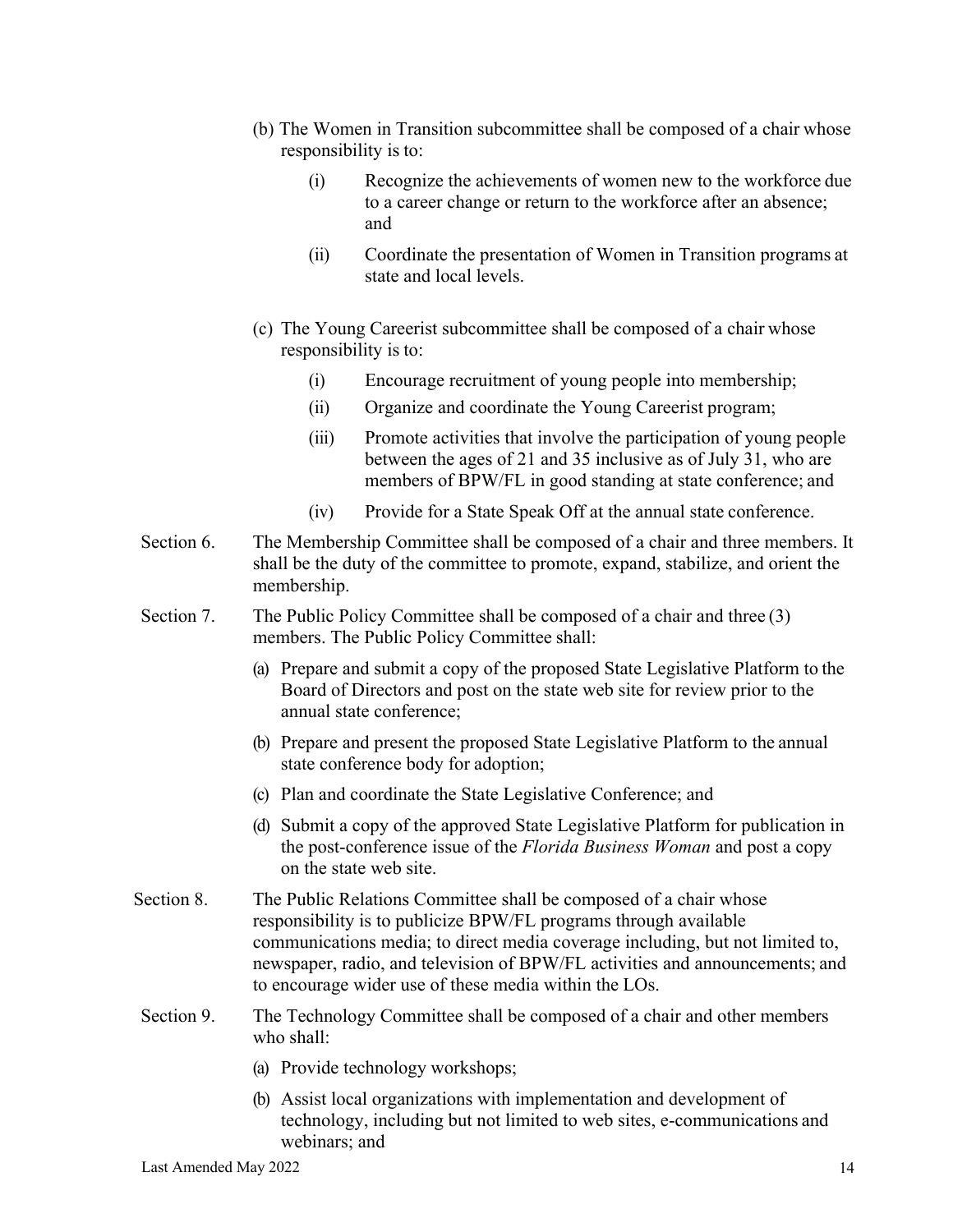(b) The Women in Transition subcommittee shall be composed of a chair whose responsibility is to:

   (i) Recognize the achievements of women new to the workforce due to a career change or return to the workforce after an absence; and

   (ii) Coordinate the presentation of Women in Transition programs at state and local levels.

(c) The Young Careerist subcommittee shall be composed of a chair whose responsibility is to:

   (i) Encourage recruitment of young people into membership;

   (ii) Organize and coordinate the Young Careerist program;

   (iii) Promote activities that involve the participation of young people between the ages of 21 and 35 inclusive as of July 31, who are members of BPW/FL in good standing at state conference; and

   (iv) Provide for a State Speak Off at the annual state conference.

Section 6. The Membership Committee shall be composed of a chair and three members. It shall be the duty of the committee to promote, expand, stabilize, and orient the membership.

Section 7. The Public Policy Committee shall be composed of a chair and three (3) members. The Public Policy Committee shall:

(a) Prepare and submit a copy of the proposed State Legislative Platform to the Board of Directors and post on the state web site for review prior to the annual state conference;

(b) Prepare and present the proposed State Legislative Platform to the annual state conference body for adoption;

(c) Plan and coordinate the State Legislative Conference; and

(d) Submit a copy of the approved State Legislative Platform for publication in the post-conference issue of the *Florida Business Woman* and post a copy on the state web site.

Section 8. The Public Relations Committee shall be composed of a chair whose responsibility is to publicize BPW/FL programs through available communications media; to direct media coverage including, but not limited to, newspaper, radio, and television of BPW/FL activities and announcements; and to encourage wider use of these media within the LOs.

Section 9. The Technology Committee shall be composed of a chair and other members who shall:

(a) Provide technology workshops;

(b) Assist local organizations with implementation and development of technology, including but not limited to web sites, e-communications and webinars; and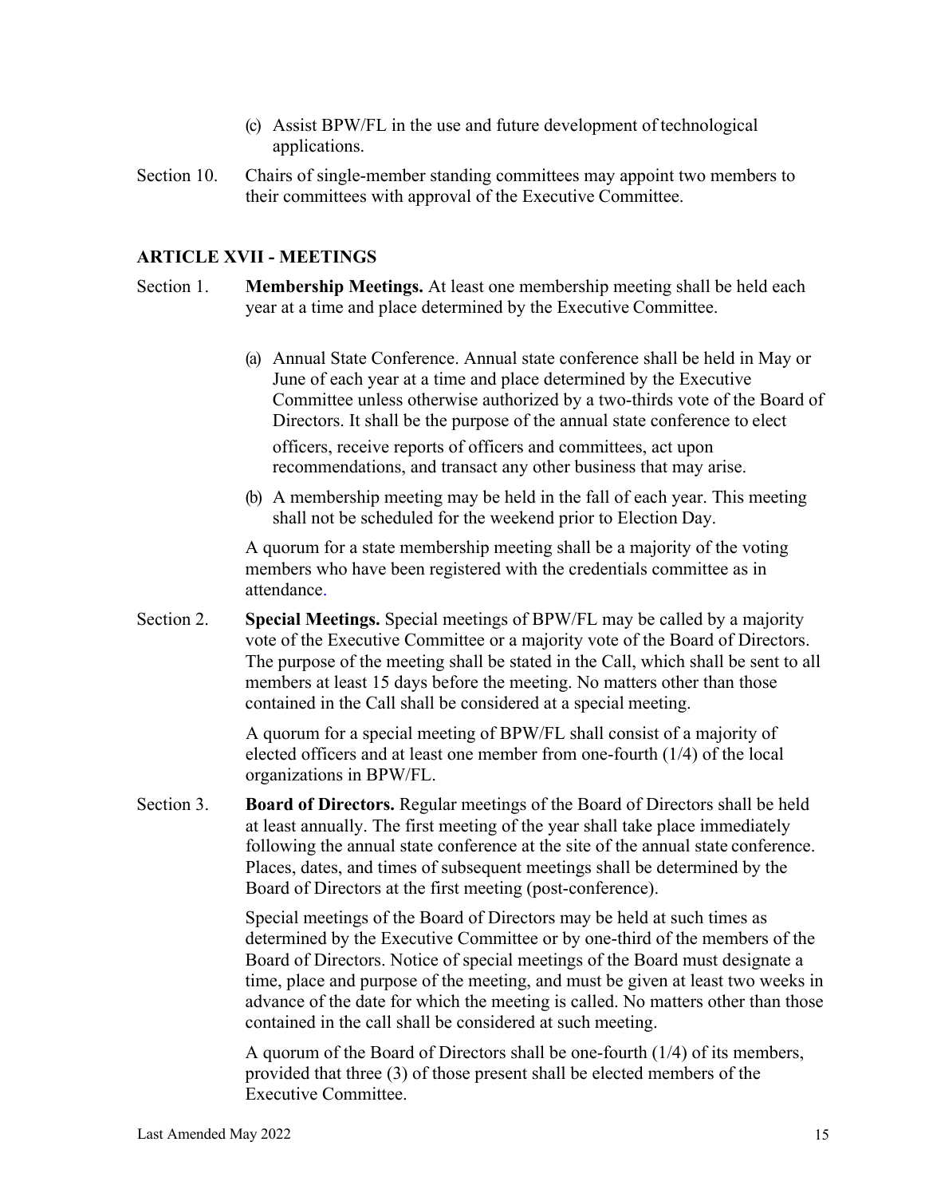(c) Assist BPW/FL in the use and future development of technological applications.

Section 10. Chairs of single-member standing committees may appoint two members to their committees with approval of the Executive Committee.

## ARTICLE XVII - MEETINGS

Section 1. **Membership Meetings.** At least one membership meeting shall be held each year at a time and place determined by the Executive Committee.

(a) Annual State Conference. Annual state conference shall be held in May or June of each year at a time and place determined by the Executive Committee unless otherwise authorized by a two-thirds vote of the Board of Directors. It shall be the purpose of the annual state conference to elect officers, receive reports of officers and committees, act upon recommendations, and transact any other business that may arise.

(b) A membership meeting may be held in the fall of each year. This meeting shall not be scheduled for the weekend prior to Election Day.

A quorum for a state membership meeting shall be a majority of the voting members who have been registered with the credentials committee as in attendance.

Section 2. **Special Meetings.** Special meetings of BPW/FL may be called by a majority vote of the Executive Committee or a majority vote of the Board of Directors. The purpose of the meeting shall be stated in the Call, which shall be sent to all members at least 15 days before the meeting. No matters other than those contained in the Call shall be considered at a special meeting.

A quorum for a special meeting of BPW/FL shall consist of a majority of elected officers and at least one member from one-fourth (1/4) of the local organizations in BPW/FL.

Section 3. **Board of Directors.** Regular meetings of the Board of Directors shall be held at least annually. The first meeting of the year shall take place immediately following the annual state conference at the site of the annual state conference. Places, dates, and times of subsequent meetings shall be determined by the Board of Directors at the first meeting (post-conference).

Special meetings of the Board of Directors may be held at such times as determined by the Executive Committee or by one-third of the members of the Board of Directors. Notice of special meetings of the Board must designate a time, place and purpose of the meeting, and must be given at least two weeks in advance of the date for which the meeting is called. No matters other than those contained in the call shall be considered at such meeting.

A quorum of the Board of Directors shall be one-fourth (1/4) of its members, provided that three (3) of those present shall be elected members of the Executive Committee.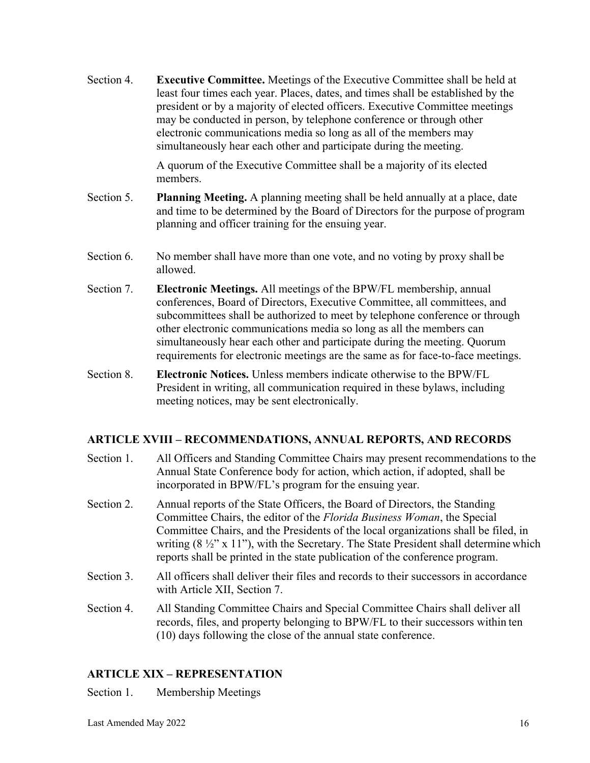Section 4. **Executive Committee.** Meetings of the Executive Committee shall be held at least four times each year. Places, dates, and times shall be established by the president or by a majority of elected officers. Executive Committee meetings may be conducted in person, by telephone conference or through other electronic communications media so long as all of the members may simultaneously hear each other and participate during the meeting.

A quorum of the Executive Committee shall be a majority of its elected members.

Section 5. **Planning Meeting.** A planning meeting shall be held annually at a place, date and time to be determined by the Board of Directors for the purpose of program planning and officer training for the ensuing year.

Section 6. No member shall have more than one vote, and no voting by proxy shall be allowed.

Section 7. **Electronic Meetings.** All meetings of the BPW/FL membership, annual conferences, Board of Directors, Executive Committee, all committees, and subcommittees shall be authorized to meet by telephone conference or through other electronic communications media so long as all the members can simultaneously hear each other and participate during the meeting. Quorum requirements for electronic meetings are the same as for face-to-face meetings.

Section 8. **Electronic Notices.** Unless members indicate otherwise to the BPW/FL President in writing, all communication required in these bylaws, including meeting notices, may be sent electronically.

## ARTICLE XVIII – RECOMMENDATIONS, ANNUAL REPORTS, AND RECORDS

Section 1. All Officers and Standing Committee Chairs may present recommendations to the Annual State Conference body for action, which action, if adopted, shall be incorporated in BPW/FL's program for the ensuing year.

Section 2. Annual reports of the State Officers, the Board of Directors, the Standing Committee Chairs, the editor of the *Florida Business Woman*, the Special Committee Chairs, and the Presidents of the local organizations shall be filed, in writing (8 ½" x 11"), with the Secretary. The State President shall determine which reports shall be printed in the state publication of the conference program.

Section 3. All officers shall deliver their files and records to their successors in accordance with Article XII, Section 7.

Section 4. All Standing Committee Chairs and Special Committee Chairs shall deliver all records, files, and property belonging to BPW/FL to their successors within ten (10) days following the close of the annual state conference.

## ARTICLE XIX – REPRESENTATION

Section 1. Membership Meetings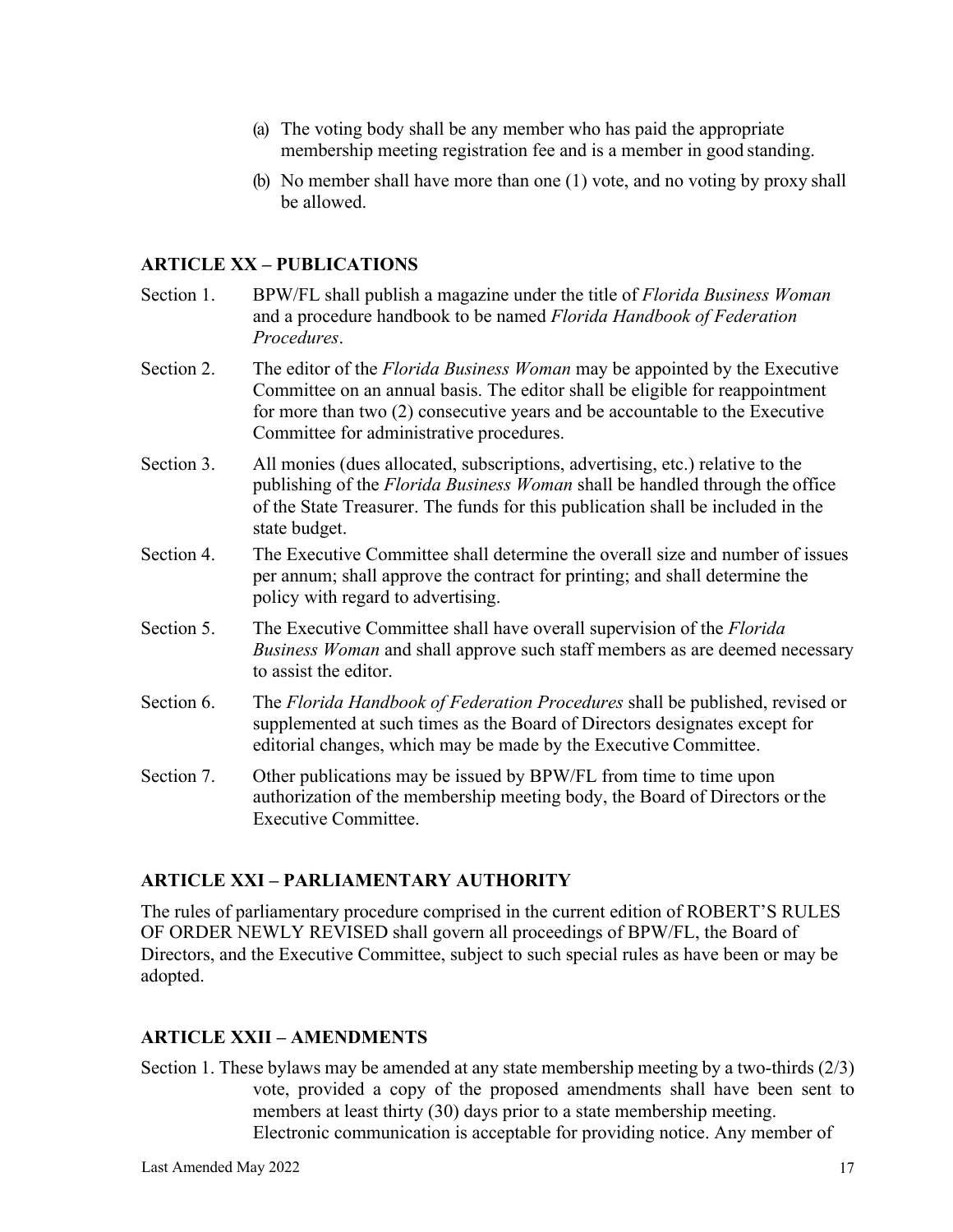(a) The voting body shall be any member who has paid the appropriate membership meeting registration fee and is a member in good standing.

(b) No member shall have more than one (1) vote, and no voting by proxy shall be allowed.

## ARTICLE XX – PUBLICATIONS

Section 1. BPW/FL shall publish a magazine under the title of *Florida Business Woman* and a procedure handbook to be named *Florida Handbook of Federation Procedures*.

Section 2. The editor of the *Florida Business Woman* may be appointed by the Executive Committee on an annual basis. The editor shall be eligible for reappointment for more than two (2) consecutive years and be accountable to the Executive Committee for administrative procedures.

Section 3. All monies (dues allocated, subscriptions, advertising, etc.) relative to the publishing of the *Florida Business Woman* shall be handled through the office of the State Treasurer. The funds for this publication shall be included in the state budget.

Section 4. The Executive Committee shall determine the overall size and number of issues per annum; shall approve the contract for printing; and shall determine the policy with regard to advertising.

Section 5. The Executive Committee shall have overall supervision of the *Florida Business Woman* and shall approve such staff members as are deemed necessary to assist the editor.

Section 6. The *Florida Handbook of Federation Procedures* shall be published, revised or supplemented at such times as the Board of Directors designates except for editorial changes, which may be made by the Executive Committee.

Section 7. Other publications may be issued by BPW/FL from time to time upon authorization of the membership meeting body, the Board of Directors or the Executive Committee.

## ARTICLE XXI – PARLIAMENTARY AUTHORITY

The rules of parliamentary procedure comprised in the current edition of ROBERT'S RULES OF ORDER NEWLY REVISED shall govern all proceedings of BPW/FL, the Board of Directors, and the Executive Committee, subject to such special rules as have been or may be adopted.

## ARTICLE XXII – AMENDMENTS

Section 1. These bylaws may be amended at any state membership meeting by a two-thirds (2/3) vote, provided a copy of the proposed amendments shall have been sent to members at least thirty (30) days prior to a state membership meeting. Electronic communication is acceptable for providing notice. Any member of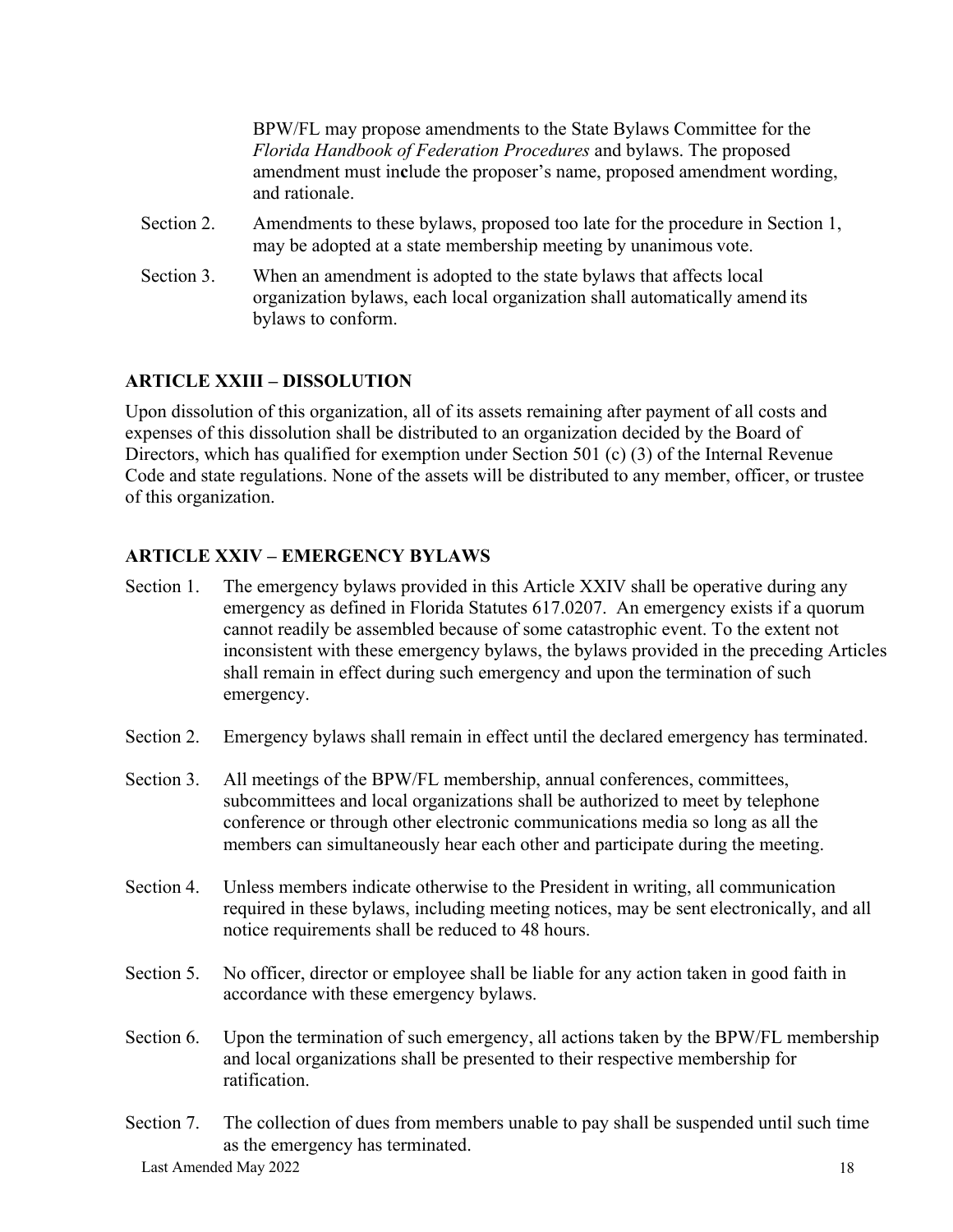BPW/FL may propose amendments to the State Bylaws Committee for the *Florida Handbook of Federation Procedures* and bylaws. The proposed amendment must include the proposer's name, proposed amendment wording, and rationale.

Section 2. Amendments to these bylaws, proposed too late for the procedure in Section 1, may be adopted at a state membership meeting by unanimous vote.

Section 3. When an amendment is adopted to the state bylaws that affects local organization bylaws, each local organization shall automatically amend its bylaws to conform.

**ARTICLE XXIII – DISSOLUTION**

Upon dissolution of this organization, all of its assets remaining after payment of all costs and expenses of this dissolution shall be distributed to an organization decided by the Board of Directors, which has qualified for exemption under Section 501 (c) (3) of the Internal Revenue Code and state regulations. None of the assets will be distributed to any member, officer, or trustee of this organization.

**ARTICLE XXIV – EMERGENCY BYLAWS**

Section 1. The emergency bylaws provided in this Article XXIV shall be operative during any emergency as defined in Florida Statutes 617.0207. An emergency exists if a quorum cannot readily be assembled because of some catastrophic event. To the extent not inconsistent with these emergency bylaws, the bylaws provided in the preceding Articles shall remain in effect during such emergency and upon the termination of such emergency.

Section 2. Emergency bylaws shall remain in effect until the declared emergency has terminated.

Section 3. All meetings of the BPW/FL membership, annual conferences, committees, subcommittees and local organizations shall be authorized to meet by telephone conference or through other electronic communications media so long as all the members can simultaneously hear each other and participate during the meeting.

Section 4. Unless members indicate otherwise to the President in writing, all communication required in these bylaws, including meeting notices, may be sent electronically, and all notice requirements shall be reduced to 48 hours.

Section 5. No officer, director or employee shall be liable for any action taken in good faith in accordance with these emergency bylaws.

Section 6. Upon the termination of such emergency, all actions taken by the BPW/FL membership and local organizations shall be presented to their respective membership for ratification.

Section 7. The collection of dues from members unable to pay shall be suspended until such time as the emergency has terminated.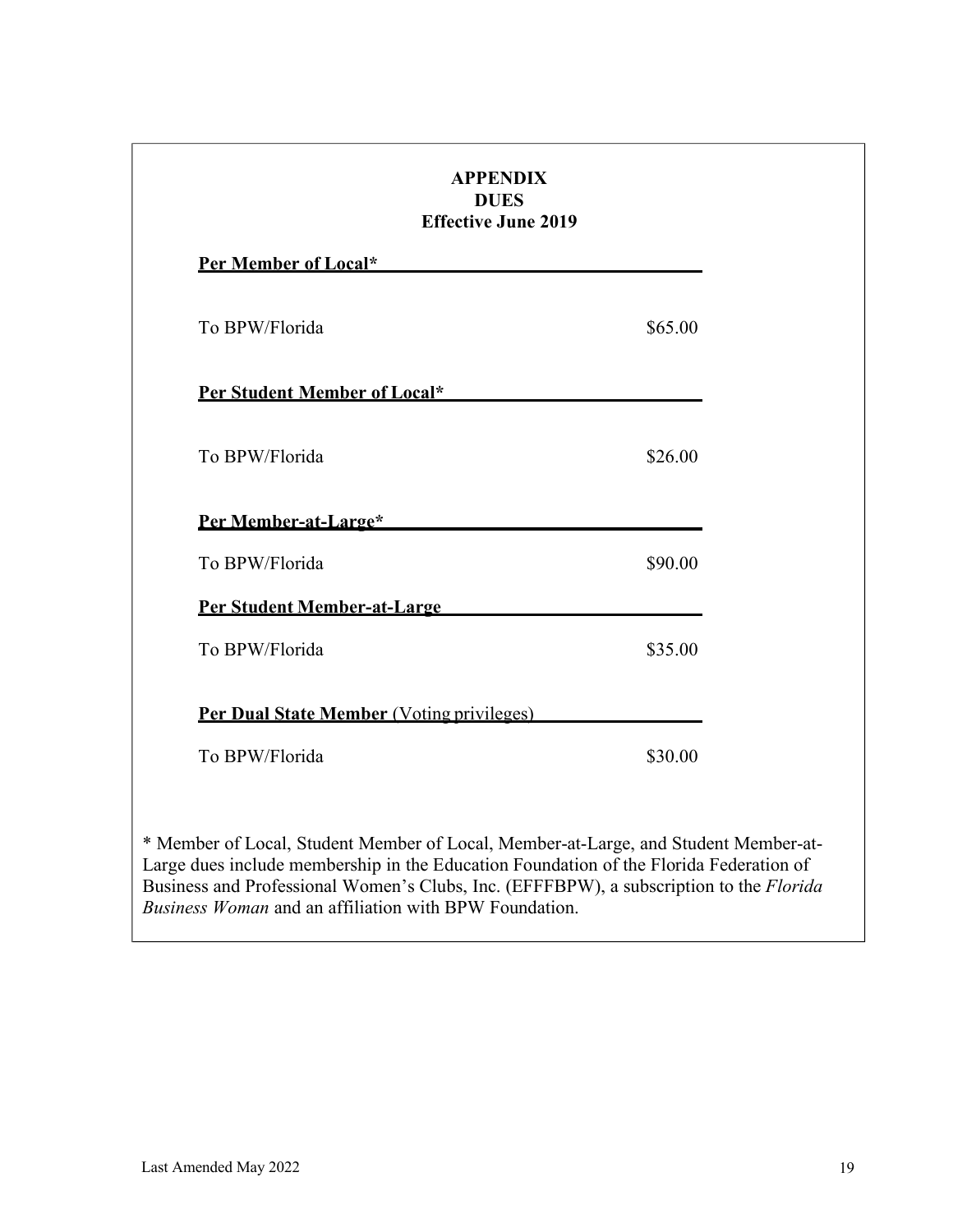# APPENDIX
## DUES
### Effective June 2019

**Per Member of Local***

To BPW/Florida $65.00

**Per Student Member of Local***

To BPW/Florida $26.00

**Per Member-at-Large***

To BPW/Florida $90.00

**Per Student Member-at-Large**

To BPW/Florida $35.00

**Per Dual State Member** (Voting privileges)

To BPW/Florida $30.00

* Member of Local, Student Member of Local, Member-at-Large, and Student Member-at-Large dues include membership in the Education Foundation of the Florida Federation of Business and Professional Women's Clubs, Inc. (EFFFBPW), a subscription to the *Florida Business Woman* and an affiliation with BPW Foundation.

Last Amended May 2022